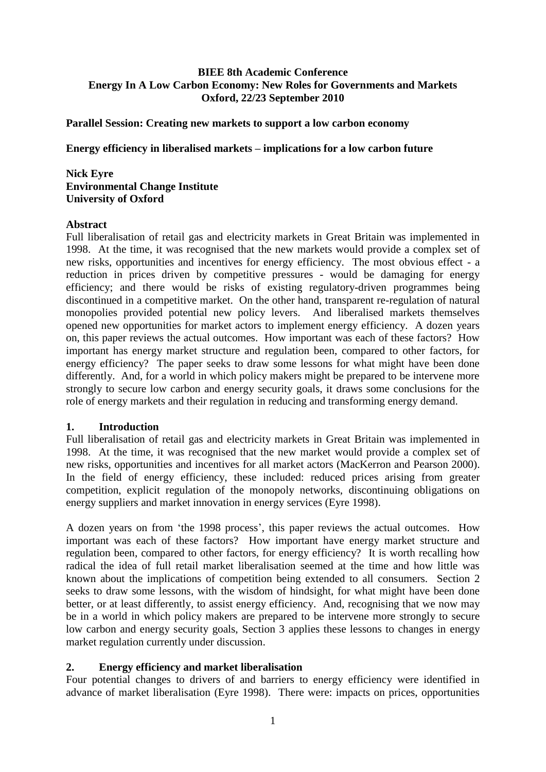**BIEE 8th Academic Conference**
**Energy In A Low Carbon Economy: New Roles for Governments and Markets**
**Oxford, 22/23 September 2010**

**Parallel Session: Creating new markets to support a low carbon economy**

**Energy efficiency in liberalised markets – implications for a low carbon future**

**Nick Eyre**
**Environmental Change Institute**
**University of Oxford**

**Abstract**

Full liberalisation of retail gas and electricity markets in Great Britain was implemented in 1998. At the time, it was recognised that the new markets would provide a complex set of new risks, opportunities and incentives for energy efficiency. The most obvious effect - a reduction in prices driven by competitive pressures - would be damaging for energy efficiency; and there would be risks of existing regulatory-driven programmes being discontinued in a competitive market. On the other hand, transparent re-regulation of natural monopolies provided potential new policy levers. And liberalised markets themselves opened new opportunities for market actors to implement energy efficiency. A dozen years on, this paper reviews the actual outcomes. How important was each of these factors? How important has energy market structure and regulation been, compared to other factors, for energy efficiency? The paper seeks to draw some lessons for what might have been done differently. And, for a world in which policy makers might be prepared to be intervene more strongly to secure low carbon and energy security goals, it draws some conclusions for the role of energy markets and their regulation in reducing and transforming energy demand.

## 1. Introduction

Full liberalisation of retail gas and electricity markets in Great Britain was implemented in 1998. At the time, it was recognised that the new market would provide a complex set of new risks, opportunities and incentives for all market actors (MacKerron and Pearson 2000). In the field of energy efficiency, these included: reduced prices arising from greater competition, explicit regulation of the monopoly networks, discontinuing obligations on energy suppliers and market innovation in energy services (Eyre 1998).

A dozen years on from 'the 1998 process', this paper reviews the actual outcomes. How important was each of these factors? How important have energy market structure and regulation been, compared to other factors, for energy efficiency? It is worth recalling how radical the idea of full retail market liberalisation seemed at the time and how little was known about the implications of competition being extended to all consumers. Section 2 seeks to draw some lessons, with the wisdom of hindsight, for what might have been done better, or at least differently, to assist energy efficiency. And, recognising that we now may be in a world in which policy makers are prepared to be intervene more strongly to secure low carbon and energy security goals, Section 3 applies these lessons to changes in energy market regulation currently under discussion.

## 2. Energy efficiency and market liberalisation

Four potential changes to drivers of and barriers to energy efficiency were identified in advance of market liberalisation (Eyre 1998). There were: impacts on prices, opportunities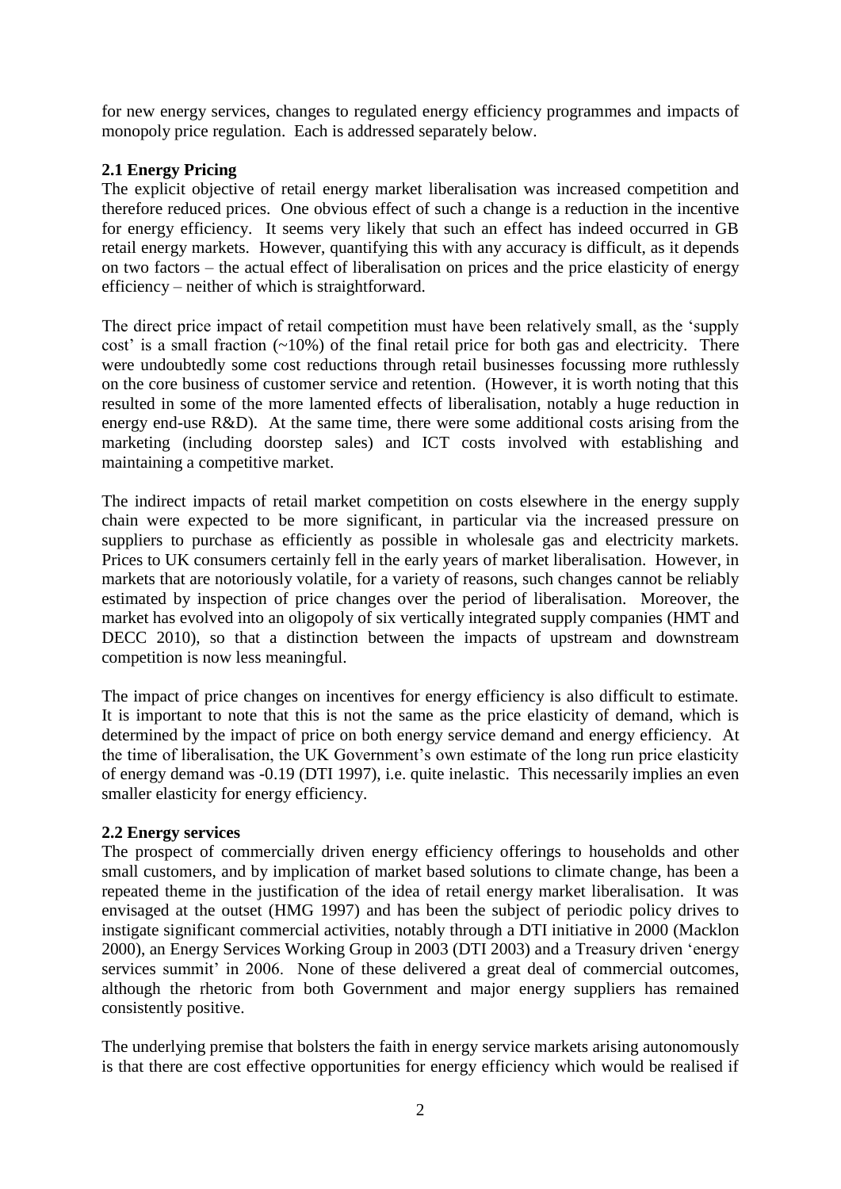for new energy services, changes to regulated energy efficiency programmes and impacts of monopoly price regulation. Each is addressed separately below.

### 2.1 Energy Pricing

The explicit objective of retail energy market liberalisation was increased competition and therefore reduced prices. One obvious effect of such a change is a reduction in the incentive for energy efficiency. It seems very likely that such an effect has indeed occurred in GB retail energy markets. However, quantifying this with any accuracy is difficult, as it depends on two factors – the actual effect of liberalisation on prices and the price elasticity of energy efficiency – neither of which is straightforward.

The direct price impact of retail competition must have been relatively small, as the 'supply cost' is a small fraction (~10%) of the final retail price for both gas and electricity. There were undoubtedly some cost reductions through retail businesses focussing more ruthlessly on the core business of customer service and retention. (However, it is worth noting that this resulted in some of the more lamented effects of liberalisation, notably a huge reduction in energy end-use R&D). At the same time, there were some additional costs arising from the marketing (including doorstep sales) and ICT costs involved with establishing and maintaining a competitive market.

The indirect impacts of retail market competition on costs elsewhere in the energy supply chain were expected to be more significant, in particular via the increased pressure on suppliers to purchase as efficiently as possible in wholesale gas and electricity markets. Prices to UK consumers certainly fell in the early years of market liberalisation. However, in markets that are notoriously volatile, for a variety of reasons, such changes cannot be reliably estimated by inspection of price changes over the period of liberalisation. Moreover, the market has evolved into an oligopoly of six vertically integrated supply companies (HMT and DECC 2010), so that a distinction between the impacts of upstream and downstream competition is now less meaningful.

The impact of price changes on incentives for energy efficiency is also difficult to estimate. It is important to note that this is not the same as the price elasticity of demand, which is determined by the impact of price on both energy service demand and energy efficiency. At the time of liberalisation, the UK Government's own estimate of the long run price elasticity of energy demand was -0.19 (DTI 1997), i.e. quite inelastic. This necessarily implies an even smaller elasticity for energy efficiency.

### 2.2 Energy services

The prospect of commercially driven energy efficiency offerings to households and other small customers, and by implication of market based solutions to climate change, has been a repeated theme in the justification of the idea of retail energy market liberalisation. It was envisaged at the outset (HMG 1997) and has been the subject of periodic policy drives to instigate significant commercial activities, notably through a DTI initiative in 2000 (Macklon 2000), an Energy Services Working Group in 2003 (DTI 2003) and a Treasury driven 'energy services summit' in 2006. None of these delivered a great deal of commercial outcomes, although the rhetoric from both Government and major energy suppliers has remained consistently positive.

The underlying premise that bolsters the faith in energy service markets arising autonomously is that there are cost effective opportunities for energy efficiency which would be realised if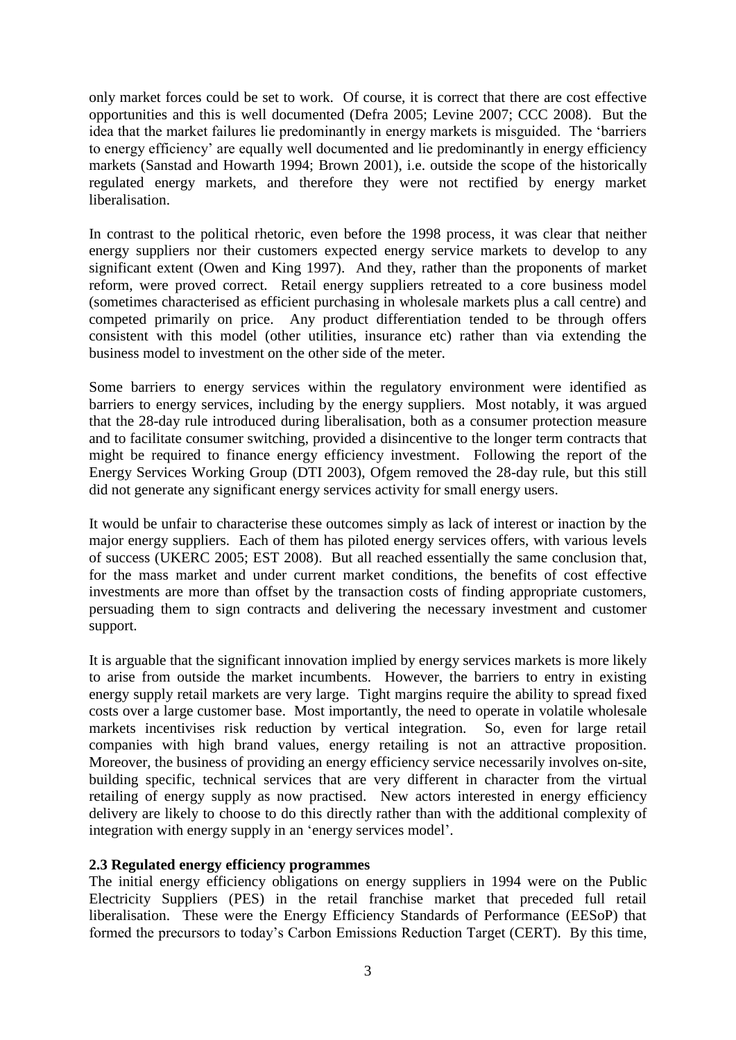only market forces could be set to work. Of course, it is correct that there are cost effective opportunities and this is well documented (Defra 2005; Levine 2007; CCC 2008). But the idea that the market failures lie predominantly in energy markets is misguided. The 'barriers to energy efficiency' are equally well documented and lie predominantly in energy efficiency markets (Sanstad and Howarth 1994; Brown 2001), i.e. outside the scope of the historically regulated energy markets, and therefore they were not rectified by energy market liberalisation.

In contrast to the political rhetoric, even before the 1998 process, it was clear that neither energy suppliers nor their customers expected energy service markets to develop to any significant extent (Owen and King 1997). And they, rather than the proponents of market reform, were proved correct. Retail energy suppliers retreated to a core business model (sometimes characterised as efficient purchasing in wholesale markets plus a call centre) and competed primarily on price. Any product differentiation tended to be through offers consistent with this model (other utilities, insurance etc) rather than via extending the business model to investment on the other side of the meter.

Some barriers to energy services within the regulatory environment were identified as barriers to energy services, including by the energy suppliers. Most notably, it was argued that the 28-day rule introduced during liberalisation, both as a consumer protection measure and to facilitate consumer switching, provided a disincentive to the longer term contracts that might be required to finance energy efficiency investment. Following the report of the Energy Services Working Group (DTI 2003), Ofgem removed the 28-day rule, but this still did not generate any significant energy services activity for small energy users.

It would be unfair to characterise these outcomes simply as lack of interest or inaction by the major energy suppliers. Each of them has piloted energy services offers, with various levels of success (UKERC 2005; EST 2008). But all reached essentially the same conclusion that, for the mass market and under current market conditions, the benefits of cost effective investments are more than offset by the transaction costs of finding appropriate customers, persuading them to sign contracts and delivering the necessary investment and customer support.

It is arguable that the significant innovation implied by energy services markets is more likely to arise from outside the market incumbents. However, the barriers to entry in existing energy supply retail markets are very large. Tight margins require the ability to spread fixed costs over a large customer base. Most importantly, the need to operate in volatile wholesale markets incentivises risk reduction by vertical integration. So, even for large retail companies with high brand values, energy retailing is not an attractive proposition. Moreover, the business of providing an energy efficiency service necessarily involves on-site, building specific, technical services that are very different in character from the virtual retailing of energy supply as now practised. New actors interested in energy efficiency delivery are likely to choose to do this directly rather than with the additional complexity of integration with energy supply in an 'energy services model'.

### 2.3 Regulated energy efficiency programmes

The initial energy efficiency obligations on energy suppliers in 1994 were on the Public Electricity Suppliers (PES) in the retail franchise market that preceded full retail liberalisation. These were the Energy Efficiency Standards of Performance (EESoP) that formed the precursors to today's Carbon Emissions Reduction Target (CERT). By this time,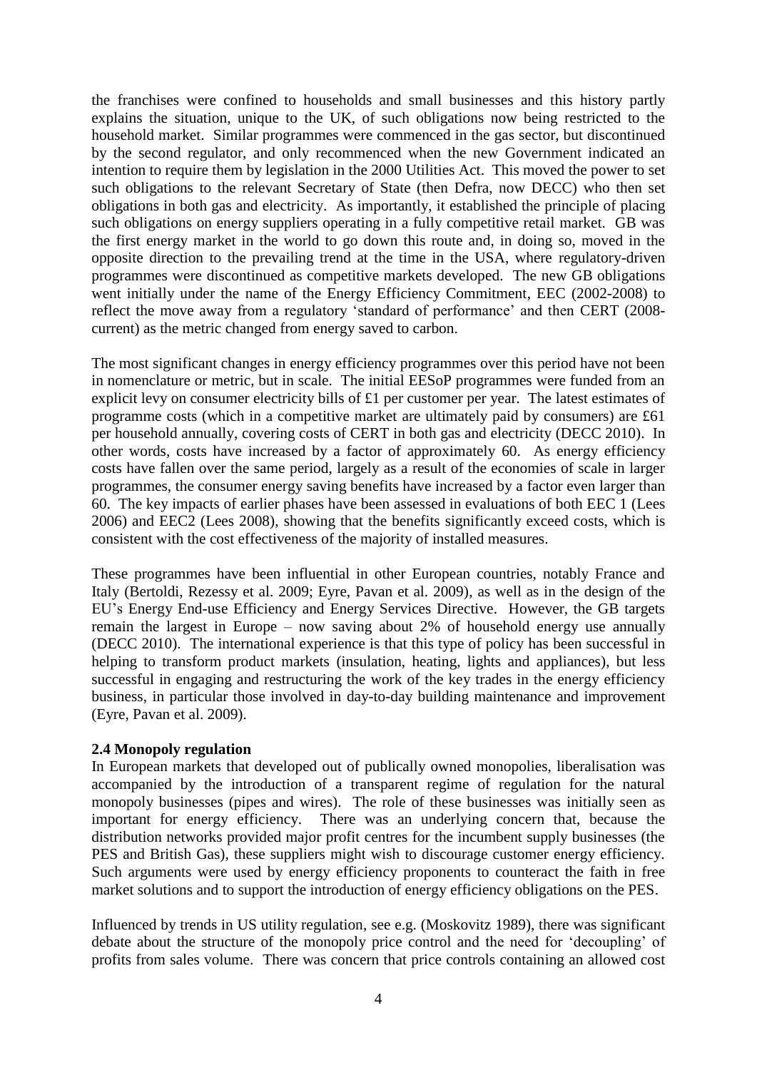the franchises were confined to households and small businesses and this history partly explains the situation, unique to the UK, of such obligations now being restricted to the household market. Similar programmes were commenced in the gas sector, but discontinued by the second regulator, and only recommenced when the new Government indicated an intention to require them by legislation in the 2000 Utilities Act. This moved the power to set such obligations to the relevant Secretary of State (then Defra, now DECC) who then set obligations in both gas and electricity. As importantly, it established the principle of placing such obligations on energy suppliers operating in a fully competitive retail market. GB was the first energy market in the world to go down this route and, in doing so, moved in the opposite direction to the prevailing trend at the time in the USA, where regulatory-driven programmes were discontinued as competitive markets developed. The new GB obligations went initially under the name of the Energy Efficiency Commitment, EEC (2002-2008) to reflect the move away from a regulatory 'standard of performance' and then CERT (2008-current) as the metric changed from energy saved to carbon.

The most significant changes in energy efficiency programmes over this period have not been in nomenclature or metric, but in scale. The initial EESoP programmes were funded from an explicit levy on consumer electricity bills of £1 per customer per year. The latest estimates of programme costs (which in a competitive market are ultimately paid by consumers) are £61 per household annually, covering costs of CERT in both gas and electricity (DECC 2010). In other words, costs have increased by a factor of approximately 60. As energy efficiency costs have fallen over the same period, largely as a result of the economies of scale in larger programmes, the consumer energy saving benefits have increased by a factor even larger than 60. The key impacts of earlier phases have been assessed in evaluations of both EEC 1 (Lees 2006) and EEC2 (Lees 2008), showing that the benefits significantly exceed costs, which is consistent with the cost effectiveness of the majority of installed measures.

These programmes have been influential in other European countries, notably France and Italy (Bertoldi, Rezessy et al. 2009; Eyre, Pavan et al. 2009), as well as in the design of the EU's Energy End-use Efficiency and Energy Services Directive. However, the GB targets remain the largest in Europe – now saving about 2% of household energy use annually (DECC 2010). The international experience is that this type of policy has been successful in helping to transform product markets (insulation, heating, lights and appliances), but less successful in engaging and restructuring the work of the key trades in the energy efficiency business, in particular those involved in day-to-day building maintenance and improvement (Eyre, Pavan et al. 2009).

### 2.4 Monopoly regulation

In European markets that developed out of publically owned monopolies, liberalisation was accompanied by the introduction of a transparent regime of regulation for the natural monopoly businesses (pipes and wires). The role of these businesses was initially seen as important for energy efficiency. There was an underlying concern that, because the distribution networks provided major profit centres for the incumbent supply businesses (the PES and British Gas), these suppliers might wish to discourage customer energy efficiency. Such arguments were used by energy efficiency proponents to counteract the faith in free market solutions and to support the introduction of energy efficiency obligations on the PES.

Influenced by trends in US utility regulation, see e.g. (Moskovitz 1989), there was significant debate about the structure of the monopoly price control and the need for 'decoupling' of profits from sales volume. There was concern that price controls containing an allowed cost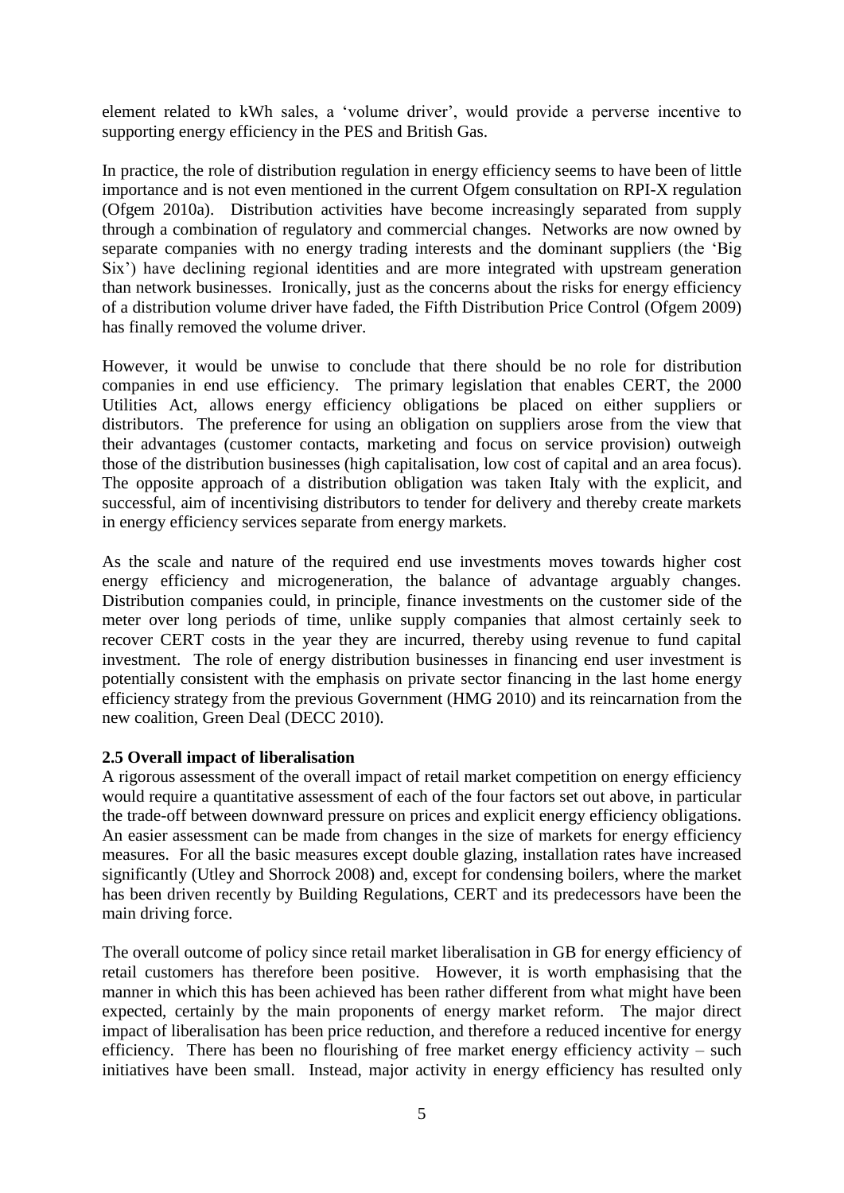element related to kWh sales, a 'volume driver', would provide a perverse incentive to supporting energy efficiency in the PES and British Gas.

In practice, the role of distribution regulation in energy efficiency seems to have been of little importance and is not even mentioned in the current Ofgem consultation on RPI-X regulation (Ofgem 2010a). Distribution activities have become increasingly separated from supply through a combination of regulatory and commercial changes. Networks are now owned by separate companies with no energy trading interests and the dominant suppliers (the 'Big Six') have declining regional identities and are more integrated with upstream generation than network businesses. Ironically, just as the concerns about the risks for energy efficiency of a distribution volume driver have faded, the Fifth Distribution Price Control (Ofgem 2009) has finally removed the volume driver.

However, it would be unwise to conclude that there should be no role for distribution companies in end use efficiency. The primary legislation that enables CERT, the 2000 Utilities Act, allows energy efficiency obligations be placed on either suppliers or distributors. The preference for using an obligation on suppliers arose from the view that their advantages (customer contacts, marketing and focus on service provision) outweigh those of the distribution businesses (high capitalisation, low cost of capital and an area focus). The opposite approach of a distribution obligation was taken Italy with the explicit, and successful, aim of incentivising distributors to tender for delivery and thereby create markets in energy efficiency services separate from energy markets.

As the scale and nature of the required end use investments moves towards higher cost energy efficiency and microgeneration, the balance of advantage arguably changes. Distribution companies could, in principle, finance investments on the customer side of the meter over long periods of time, unlike supply companies that almost certainly seek to recover CERT costs in the year they are incurred, thereby using revenue to fund capital investment. The role of energy distribution businesses in financing end user investment is potentially consistent with the emphasis on private sector financing in the last home energy efficiency strategy from the previous Government (HMG 2010) and its reincarnation from the new coalition, Green Deal (DECC 2010).

**2.5 Overall impact of liberalisation**

A rigorous assessment of the overall impact of retail market competition on energy efficiency would require a quantitative assessment of each of the four factors set out above, in particular the trade-off between downward pressure on prices and explicit energy efficiency obligations. An easier assessment can be made from changes in the size of markets for energy efficiency measures. For all the basic measures except double glazing, installation rates have increased significantly (Utley and Shorrock 2008) and, except for condensing boilers, where the market has been driven recently by Building Regulations, CERT and its predecessors have been the main driving force.

The overall outcome of policy since retail market liberalisation in GB for energy efficiency of retail customers has therefore been positive. However, it is worth emphasising that the manner in which this has been achieved has been rather different from what might have been expected, certainly by the main proponents of energy market reform. The major direct impact of liberalisation has been price reduction, and therefore a reduced incentive for energy efficiency. There has been no flourishing of free market energy efficiency activity – such initiatives have been small. Instead, major activity in energy efficiency has resulted only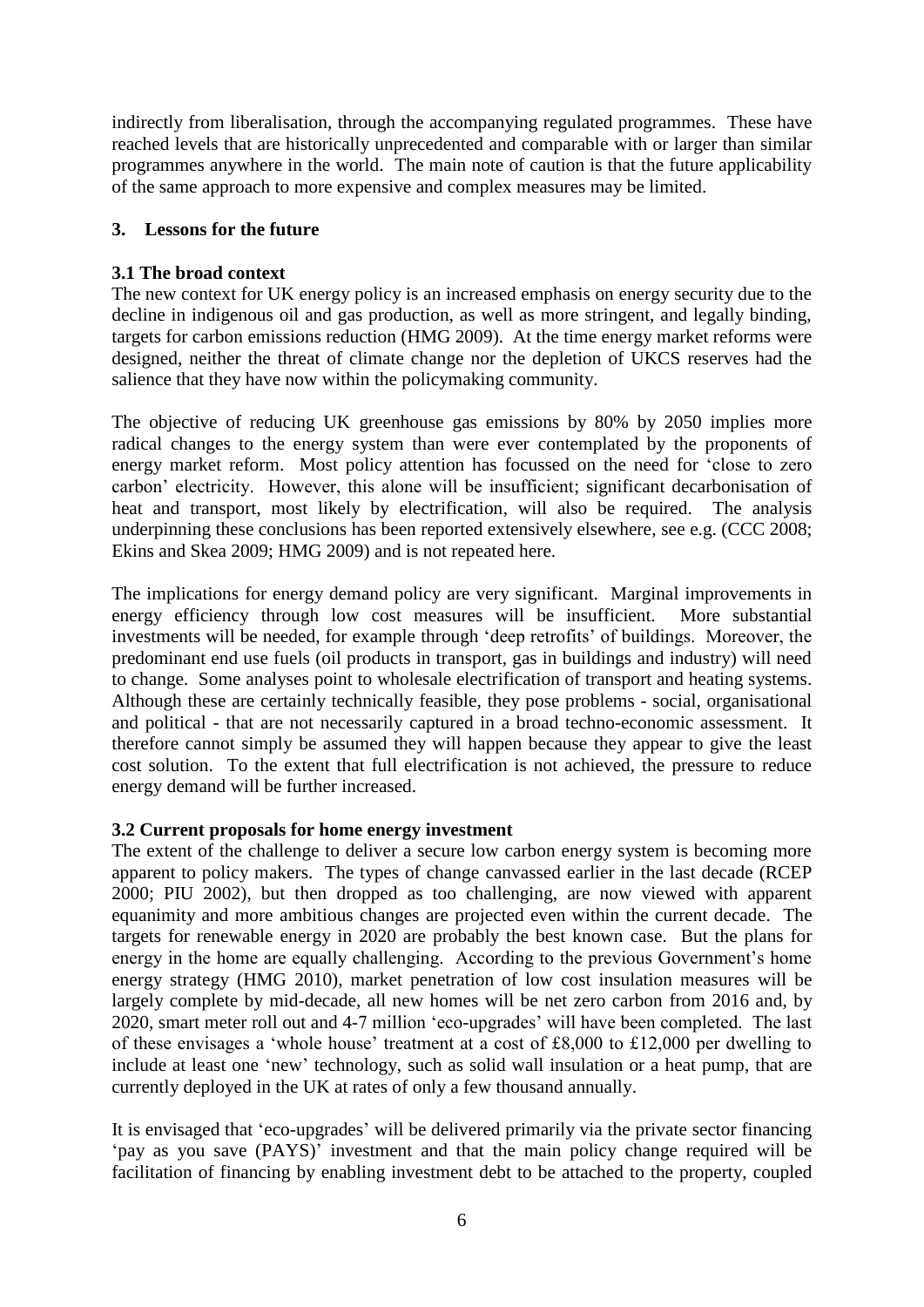indirectly from liberalisation, through the accompanying regulated programmes. These have reached levels that are historically unprecedented and comparable with or larger than similar programmes anywhere in the world. The main note of caution is that the future applicability of the same approach to more expensive and complex measures may be limited.

## 3. Lessons for the future

### 3.1 The broad context

The new context for UK energy policy is an increased emphasis on energy security due to the decline in indigenous oil and gas production, as well as more stringent, and legally binding, targets for carbon emissions reduction (HMG 2009). At the time energy market reforms were designed, neither the threat of climate change nor the depletion of UKCS reserves had the salience that they have now within the policymaking community.

The objective of reducing UK greenhouse gas emissions by 80% by 2050 implies more radical changes to the energy system than were ever contemplated by the proponents of energy market reform. Most policy attention has focussed on the need for 'close to zero carbon' electricity. However, this alone will be insufficient; significant decarbonisation of heat and transport, most likely by electrification, will also be required. The analysis underpinning these conclusions has been reported extensively elsewhere, see e.g. (CCC 2008; Ekins and Skea 2009; HMG 2009) and is not repeated here.

The implications for energy demand policy are very significant. Marginal improvements in energy efficiency through low cost measures will be insufficient. More substantial investments will be needed, for example through 'deep retrofits' of buildings. Moreover, the predominant end use fuels (oil products in transport, gas in buildings and industry) will need to change. Some analyses point to wholesale electrification of transport and heating systems. Although these are certainly technically feasible, they pose problems - social, organisational and political - that are not necessarily captured in a broad techno-economic assessment. It therefore cannot simply be assumed they will happen because they appear to give the least cost solution. To the extent that full electrification is not achieved, the pressure to reduce energy demand will be further increased.

### 3.2 Current proposals for home energy investment

The extent of the challenge to deliver a secure low carbon energy system is becoming more apparent to policy makers. The types of change canvassed earlier in the last decade (RCEP 2000; PIU 2002), but then dropped as too challenging, are now viewed with apparent equanimity and more ambitious changes are projected even within the current decade. The targets for renewable energy in 2020 are probably the best known case. But the plans for energy in the home are equally challenging. According to the previous Government's home energy strategy (HMG 2010), market penetration of low cost insulation measures will be largely complete by mid-decade, all new homes will be net zero carbon from 2016 and, by 2020, smart meter roll out and 4-7 million 'eco-upgrades' will have been completed. The last of these envisages a 'whole house' treatment at a cost of £8,000 to £12,000 per dwelling to include at least one 'new' technology, such as solid wall insulation or a heat pump, that are currently deployed in the UK at rates of only a few thousand annually.

It is envisaged that 'eco-upgrades' will be delivered primarily via the private sector financing 'pay as you save (PAYS)' investment and that the main policy change required will be facilitation of financing by enabling investment debt to be attached to the property, coupled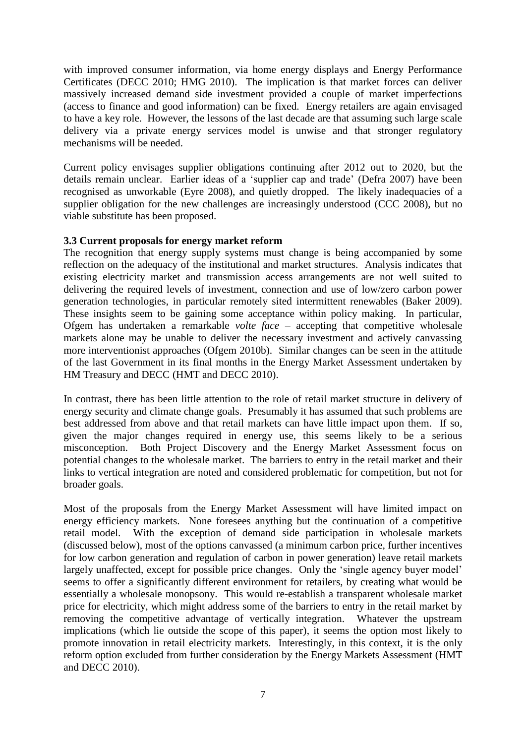with improved consumer information, via home energy displays and Energy Performance Certificates (DECC 2010; HMG 2010). The implication is that market forces can deliver massively increased demand side investment provided a couple of market imperfections (access to finance and good information) can be fixed. Energy retailers are again envisaged to have a key role. However, the lessons of the last decade are that assuming such large scale delivery via a private energy services model is unwise and that stronger regulatory mechanisms will be needed.

Current policy envisages supplier obligations continuing after 2012 out to 2020, but the details remain unclear. Earlier ideas of a 'supplier cap and trade' (Defra 2007) have been recognised as unworkable (Eyre 2008), and quietly dropped. The likely inadequacies of a supplier obligation for the new challenges are increasingly understood (CCC 2008), but no viable substitute has been proposed.

### 3.3 Current proposals for energy market reform

The recognition that energy supply systems must change is being accompanied by some reflection on the adequacy of the institutional and market structures. Analysis indicates that existing electricity market and transmission access arrangements are not well suited to delivering the required levels of investment, connection and use of low/zero carbon power generation technologies, in particular remotely sited intermittent renewables (Baker 2009). These insights seem to be gaining some acceptance within policy making. In particular, Ofgem has undertaken a remarkable *volte face* – accepting that competitive wholesale markets alone may be unable to deliver the necessary investment and actively canvassing more interventionist approaches (Ofgem 2010b). Similar changes can be seen in the attitude of the last Government in its final months in the Energy Market Assessment undertaken by HM Treasury and DECC (HMT and DECC 2010).

In contrast, there has been little attention to the role of retail market structure in delivery of energy security and climate change goals. Presumably it has assumed that such problems are best addressed from above and that retail markets can have little impact upon them. If so, given the major changes required in energy use, this seems likely to be a serious misconception. Both Project Discovery and the Energy Market Assessment focus on potential changes to the wholesale market. The barriers to entry in the retail market and their links to vertical integration are noted and considered problematic for competition, but not for broader goals.

Most of the proposals from the Energy Market Assessment will have limited impact on energy efficiency markets. None foresees anything but the continuation of a competitive retail model. With the exception of demand side participation in wholesale markets (discussed below), most of the options canvassed (a minimum carbon price, further incentives for low carbon generation and regulation of carbon in power generation) leave retail markets largely unaffected, except for possible price changes. Only the 'single agency buyer model' seems to offer a significantly different environment for retailers, by creating what would be essentially a wholesale monopsony. This would re-establish a transparent wholesale market price for electricity, which might address some of the barriers to entry in the retail market by removing the competitive advantage of vertically integration. Whatever the upstream implications (which lie outside the scope of this paper), it seems the option most likely to promote innovation in retail electricity markets. Interestingly, in this context, it is the only reform option excluded from further consideration by the Energy Markets Assessment (HMT and DECC 2010).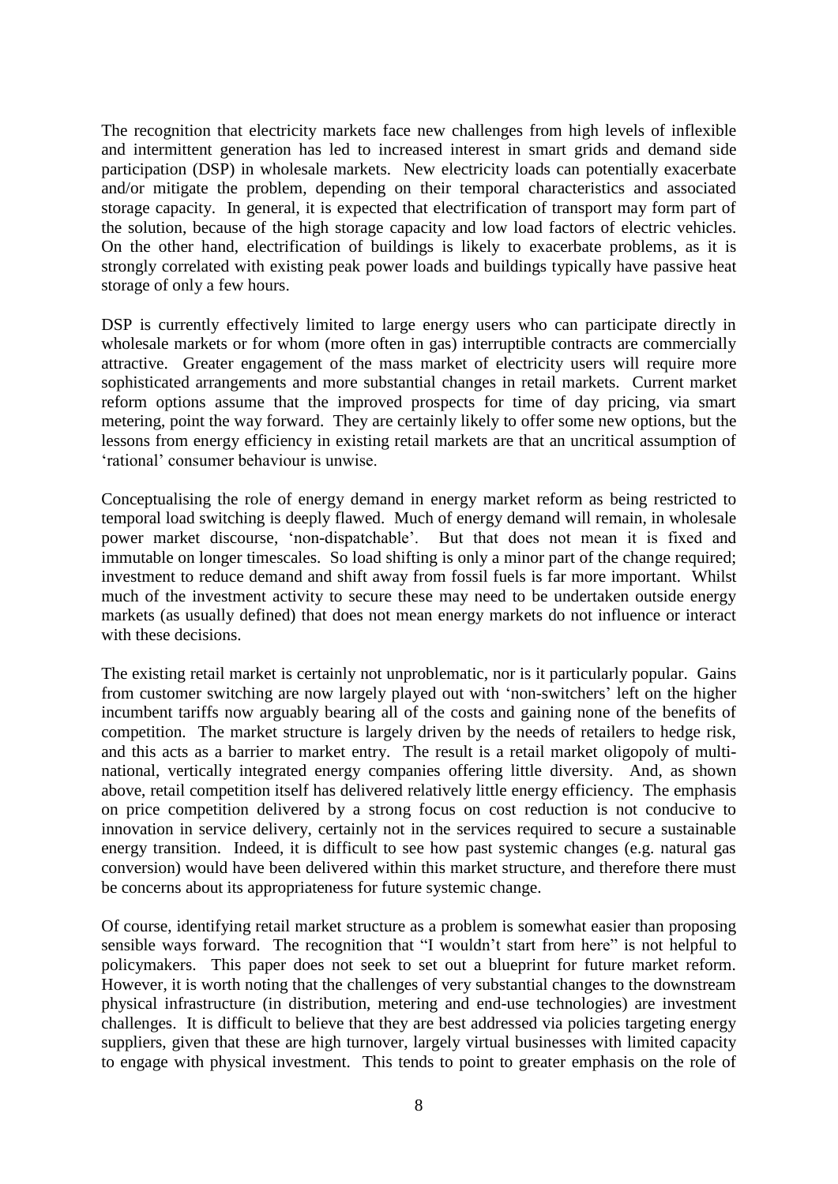The recognition that electricity markets face new challenges from high levels of inflexible and intermittent generation has led to increased interest in smart grids and demand side participation (DSP) in wholesale markets. New electricity loads can potentially exacerbate and/or mitigate the problem, depending on their temporal characteristics and associated storage capacity. In general, it is expected that electrification of transport may form part of the solution, because of the high storage capacity and low load factors of electric vehicles. On the other hand, electrification of buildings is likely to exacerbate problems, as it is strongly correlated with existing peak power loads and buildings typically have passive heat storage of only a few hours.

DSP is currently effectively limited to large energy users who can participate directly in wholesale markets or for whom (more often in gas) interruptible contracts are commercially attractive. Greater engagement of the mass market of electricity users will require more sophisticated arrangements and more substantial changes in retail markets. Current market reform options assume that the improved prospects for time of day pricing, via smart metering, point the way forward. They are certainly likely to offer some new options, but the lessons from energy efficiency in existing retail markets are that an uncritical assumption of 'rational' consumer behaviour is unwise.

Conceptualising the role of energy demand in energy market reform as being restricted to temporal load switching is deeply flawed. Much of energy demand will remain, in wholesale power market discourse, 'non-dispatchable'. But that does not mean it is fixed and immutable on longer timescales. So load shifting is only a minor part of the change required; investment to reduce demand and shift away from fossil fuels is far more important. Whilst much of the investment activity to secure these may need to be undertaken outside energy markets (as usually defined) that does not mean energy markets do not influence or interact with these decisions.

The existing retail market is certainly not unproblematic, nor is it particularly popular. Gains from customer switching are now largely played out with 'non-switchers' left on the higher incumbent tariffs now arguably bearing all of the costs and gaining none of the benefits of competition. The market structure is largely driven by the needs of retailers to hedge risk, and this acts as a barrier to market entry. The result is a retail market oligopoly of multi-national, vertically integrated energy companies offering little diversity. And, as shown above, retail competition itself has delivered relatively little energy efficiency. The emphasis on price competition delivered by a strong focus on cost reduction is not conducive to innovation in service delivery, certainly not in the services required to secure a sustainable energy transition. Indeed, it is difficult to see how past systemic changes (e.g. natural gas conversion) would have been delivered within this market structure, and therefore there must be concerns about its appropriateness for future systemic change.

Of course, identifying retail market structure as a problem is somewhat easier than proposing sensible ways forward. The recognition that "I wouldn't start from here" is not helpful to policymakers. This paper does not seek to set out a blueprint for future market reform. However, it is worth noting that the challenges of very substantial changes to the downstream physical infrastructure (in distribution, metering and end-use technologies) are investment challenges. It is difficult to believe that they are best addressed via policies targeting energy suppliers, given that these are high turnover, largely virtual businesses with limited capacity to engage with physical investment. This tends to point to greater emphasis on the role of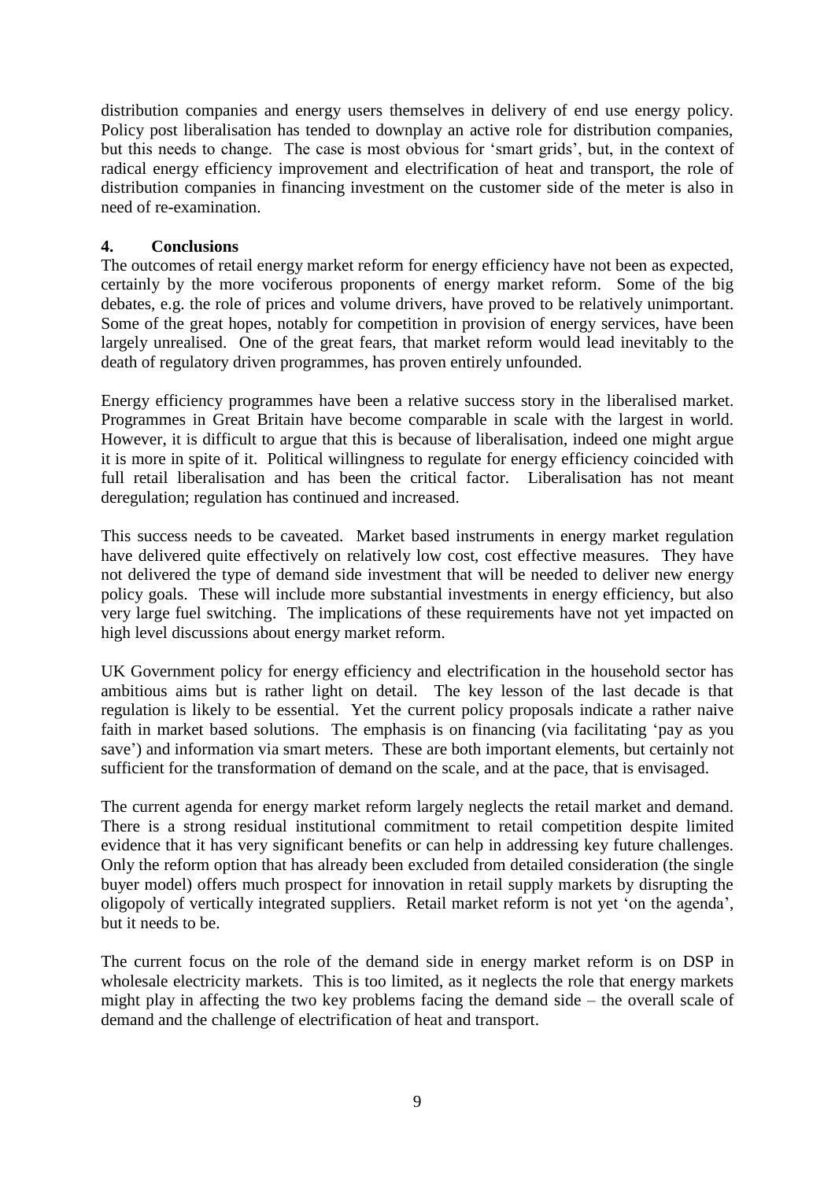distribution companies and energy users themselves in delivery of end use energy policy. Policy post liberalisation has tended to downplay an active role for distribution companies, but this needs to change. The case is most obvious for 'smart grids', but, in the context of radical energy efficiency improvement and electrification of heat and transport, the role of distribution companies in financing investment on the customer side of the meter is also in need of re-examination.

## 4. Conclusions

The outcomes of retail energy market reform for energy efficiency have not been as expected, certainly by the more vociferous proponents of energy market reform. Some of the big debates, e.g. the role of prices and volume drivers, have proved to be relatively unimportant. Some of the great hopes, notably for competition in provision of energy services, have been largely unrealised. One of the great fears, that market reform would lead inevitably to the death of regulatory driven programmes, has proven entirely unfounded.

Energy efficiency programmes have been a relative success story in the liberalised market. Programmes in Great Britain have become comparable in scale with the largest in world. However, it is difficult to argue that this is because of liberalisation, indeed one might argue it is more in spite of it. Political willingness to regulate for energy efficiency coincided with full retail liberalisation and has been the critical factor. Liberalisation has not meant deregulation; regulation has continued and increased.

This success needs to be caveated. Market based instruments in energy market regulation have delivered quite effectively on relatively low cost, cost effective measures. They have not delivered the type of demand side investment that will be needed to deliver new energy policy goals. These will include more substantial investments in energy efficiency, but also very large fuel switching. The implications of these requirements have not yet impacted on high level discussions about energy market reform.

UK Government policy for energy efficiency and electrification in the household sector has ambitious aims but is rather light on detail. The key lesson of the last decade is that regulation is likely to be essential. Yet the current policy proposals indicate a rather naive faith in market based solutions. The emphasis is on financing (via facilitating 'pay as you save') and information via smart meters. These are both important elements, but certainly not sufficient for the transformation of demand on the scale, and at the pace, that is envisaged.

The current agenda for energy market reform largely neglects the retail market and demand. There is a strong residual institutional commitment to retail competition despite limited evidence that it has very significant benefits or can help in addressing key future challenges. Only the reform option that has already been excluded from detailed consideration (the single buyer model) offers much prospect for innovation in retail supply markets by disrupting the oligopoly of vertically integrated suppliers. Retail market reform is not yet 'on the agenda', but it needs to be.

The current focus on the role of the demand side in energy market reform is on DSP in wholesale electricity markets. This is too limited, as it neglects the role that energy markets might play in affecting the two key problems facing the demand side – the overall scale of demand and the challenge of electrification of heat and transport.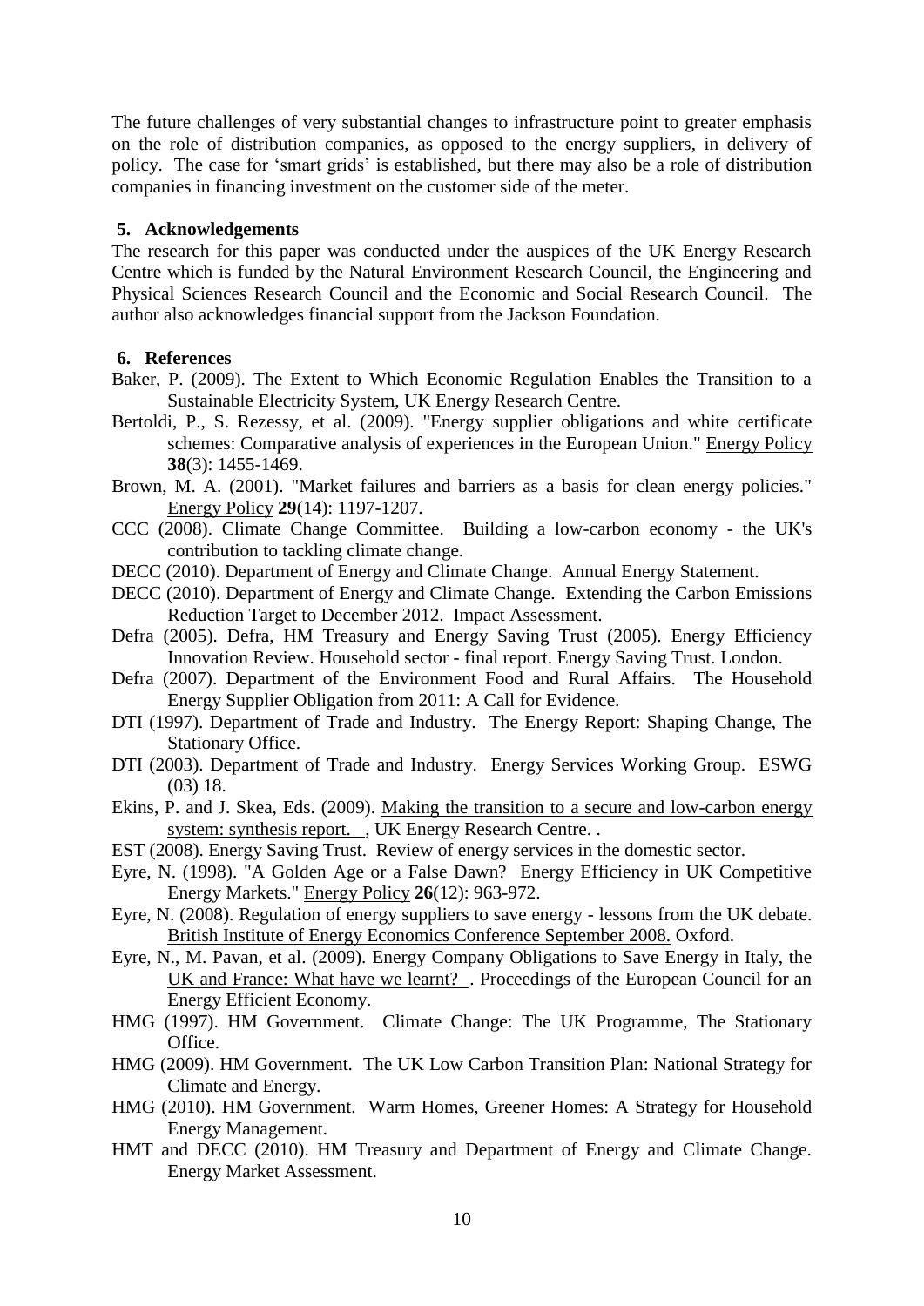The future challenges of very substantial changes to infrastructure point to greater emphasis on the role of distribution companies, as opposed to the energy suppliers, in delivery of policy. The case for 'smart grids' is established, but there may also be a role of distribution companies in financing investment on the customer side of the meter.

## 5. Acknowledgements

The research for this paper was conducted under the auspices of the UK Energy Research Centre which is funded by the Natural Environment Research Council, the Engineering and Physical Sciences Research Council and the Economic and Social Research Council. The author also acknowledges financial support from the Jackson Foundation.

## 6. References

Baker, P. (2009). The Extent to Which Economic Regulation Enables the Transition to a Sustainable Electricity System, UK Energy Research Centre.

Bertoldi, P., S. Rezessy, et al. (2009). "Energy supplier obligations and white certificate schemes: Comparative analysis of experiences in the European Union." Energy Policy **38**(3): 1455-1469.

Brown, M. A. (2001). "Market failures and barriers as a basis for clean energy policies." Energy Policy **29**(14): 1197-1207.

CCC (2008). Climate Change Committee. Building a low-carbon economy - the UK's contribution to tackling climate change.

DECC (2010). Department of Energy and Climate Change. Annual Energy Statement.

DECC (2010). Department of Energy and Climate Change. Extending the Carbon Emissions Reduction Target to December 2012. Impact Assessment.

Defra (2005). Defra, HM Treasury and Energy Saving Trust (2005). Energy Efficiency Innovation Review. Household sector - final report. Energy Saving Trust. London.

Defra (2007). Department of the Environment Food and Rural Affairs. The Household Energy Supplier Obligation from 2011: A Call for Evidence.

DTI (1997). Department of Trade and Industry. The Energy Report: Shaping Change, The Stationary Office.

DTI (2003). Department of Trade and Industry. Energy Services Working Group. ESWG (03) 18.

Ekins, P. and J. Skea, Eds. (2009). Making the transition to a secure and low-carbon energy system: synthesis report. , UK Energy Research Centre. .

EST (2008). Energy Saving Trust. Review of energy services in the domestic sector.

Eyre, N. (1998). "A Golden Age or a False Dawn? Energy Efficiency in UK Competitive Energy Markets." Energy Policy **26**(12): 963-972.

Eyre, N. (2008). Regulation of energy suppliers to save energy - lessons from the UK debate. British Institute of Energy Economics Conference September 2008. Oxford.

Eyre, N., M. Pavan, et al. (2009). Energy Company Obligations to Save Energy in Italy, the UK and France: What have we learnt? . Proceedings of the European Council for an Energy Efficient Economy.

HMG (1997). HM Government. Climate Change: The UK Programme, The Stationary Office.

HMG (2009). HM Government. The UK Low Carbon Transition Plan: National Strategy for Climate and Energy.

HMG (2010). HM Government. Warm Homes, Greener Homes: A Strategy for Household Energy Management.

HMT and DECC (2010). HM Treasury and Department of Energy and Climate Change. Energy Market Assessment.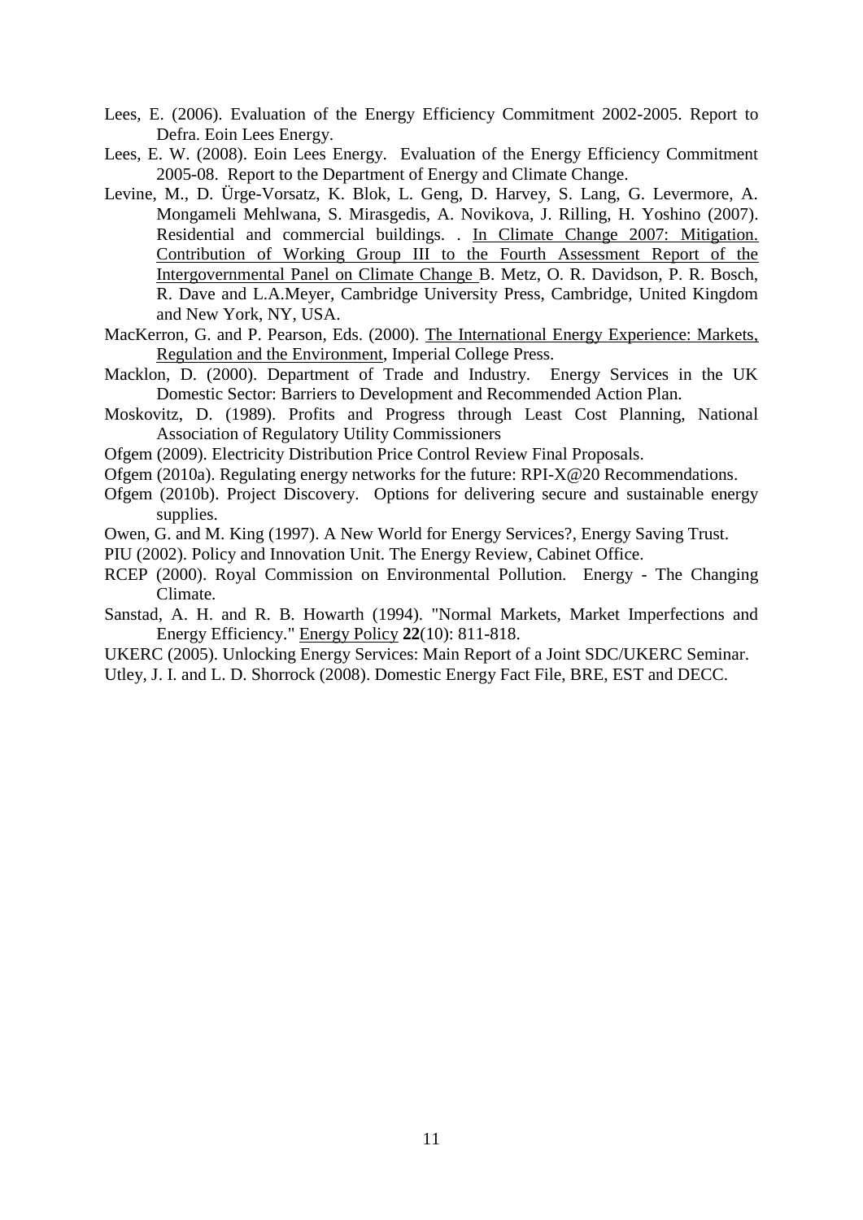Lees, E. (2006). Evaluation of the Energy Efficiency Commitment 2002-2005. Report to Defra. Eoin Lees Energy.

Lees, E. W. (2008). Eoin Lees Energy. Evaluation of the Energy Efficiency Commitment 2005-08. Report to the Department of Energy and Climate Change.

Levine, M., D. Ürge-Vorsatz, K. Blok, L. Geng, D. Harvey, S. Lang, G. Levermore, A. Mongameli Mehlwana, S. Mirasgedis, A. Novikova, J. Rilling, H. Yoshino (2007). Residential and commercial buildings. . In Climate Change 2007: Mitigation. Contribution of Working Group III to the Fourth Assessment Report of the Intergovernmental Panel on Climate Change B. Metz, O. R. Davidson, P. R. Bosch, R. Dave and L.A.Meyer, Cambridge University Press, Cambridge, United Kingdom and New York, NY, USA.

MacKerron, G. and P. Pearson, Eds. (2000). The International Energy Experience: Markets, Regulation and the Environment, Imperial College Press.

Macklon, D. (2000). Department of Trade and Industry. Energy Services in the UK Domestic Sector: Barriers to Development and Recommended Action Plan.

Moskovitz, D. (1989). Profits and Progress through Least Cost Planning, National Association of Regulatory Utility Commissioners

Ofgem (2009). Electricity Distribution Price Control Review Final Proposals.

Ofgem (2010a). Regulating energy networks for the future: RPI-X@20 Recommendations.

Ofgem (2010b). Project Discovery. Options for delivering secure and sustainable energy supplies.

Owen, G. and M. King (1997). A New World for Energy Services?, Energy Saving Trust.

PIU (2002). Policy and Innovation Unit. The Energy Review, Cabinet Office.

RCEP (2000). Royal Commission on Environmental Pollution. Energy - The Changing Climate.

Sanstad, A. H. and R. B. Howarth (1994). "Normal Markets, Market Imperfections and Energy Efficiency." Energy Policy **22**(10): 811-818.

UKERC (2005). Unlocking Energy Services: Main Report of a Joint SDC/UKERC Seminar.

Utley, J. I. and L. D. Shorrock (2008). Domestic Energy Fact File, BRE, EST and DECC.